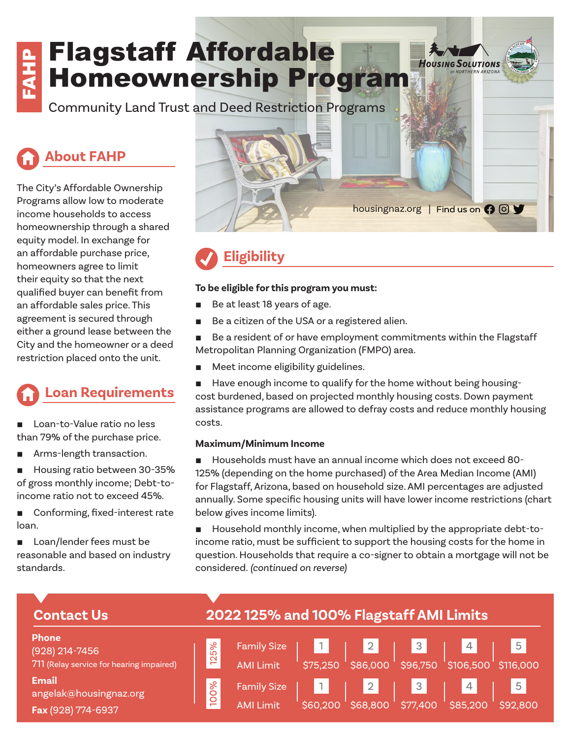FAHP

# Flagstaff Affordable Homeownership Program

Community Land Trust and Deed Restriction Programs

Housing Solutions of Northern Arizona

housingnaz.org | Find us on

## About FAHP

The City's Affordable Ownership Programs allow low to moderate income households to access homeownership through a shared equity model. In exchange for an affordable purchase price, homeowners agree to limit their equity so that the next qualified buyer can benefit from an affordable sales price. This agreement is secured through either a ground lease between the City and the homeowner or a deed restriction placed onto the unit.

## Loan Requirements

- Loan-to-Value ratio no less than 79% of the purchase price.
- Arms-length transaction.
- Housing ratio between 30-35% of gross monthly income; Debt-to-income ratio not to exceed 45%.
- Conforming, fixed-interest rate loan.
- Loan/lender fees must be reasonable and based on industry standards.

## Eligibility

**To be eligible for this program you must:**

- Be at least 18 years of age.
- Be a citizen of the USA or a registered alien.
- Be a resident of or have employment commitments within the Flagstaff Metropolitan Planning Organization (FMPO) area.
- Meet income eligibility guidelines.
- Have enough income to qualify for the home without being housing-cost burdened, based on projected monthly housing costs. Down payment assistance programs are allowed to defray costs and reduce monthly housing costs.

**Maximum/Minimum Income**

- Households must have an annual income which does not exceed 80-125% (depending on the home purchased) of the Area Median Income (AMI) for Flagstaff, Arizona, based on household size. AMI percentages are adjusted annually. Some specific housing units will have lower income restrictions (chart below gives income limits).
- Household monthly income, when multiplied by the appropriate debt-to-income ratio, must be sufficient to support the housing costs for the home in question. Households that require a co-signer to obtain a mortgage will not be considered. *(continued on reverse)*

## Contact Us

**Phone**
(928) 214-7456
711 (Relay service for hearing impaired)

**Email**
angelak@housingnaz.org

**Fax** (928) 774-6937

## 2022 125% and 100% Flagstaff AMI Limits

| | | | | | | |
|---|---|---|---|---|---|---|
| 125% | Family Size | 1 | 2 | 3 | 4 | 5 |
| | AMI Limit | $75,250 | $86,000 | $96,750 | $106,500 | $116,000 |
| 100% | Family Size | 1 | 2 | 3 | 4 | 5 |
| | AMI Limit | $60,200 | $68,800 | $77,400 | $85,200 | $92,800 |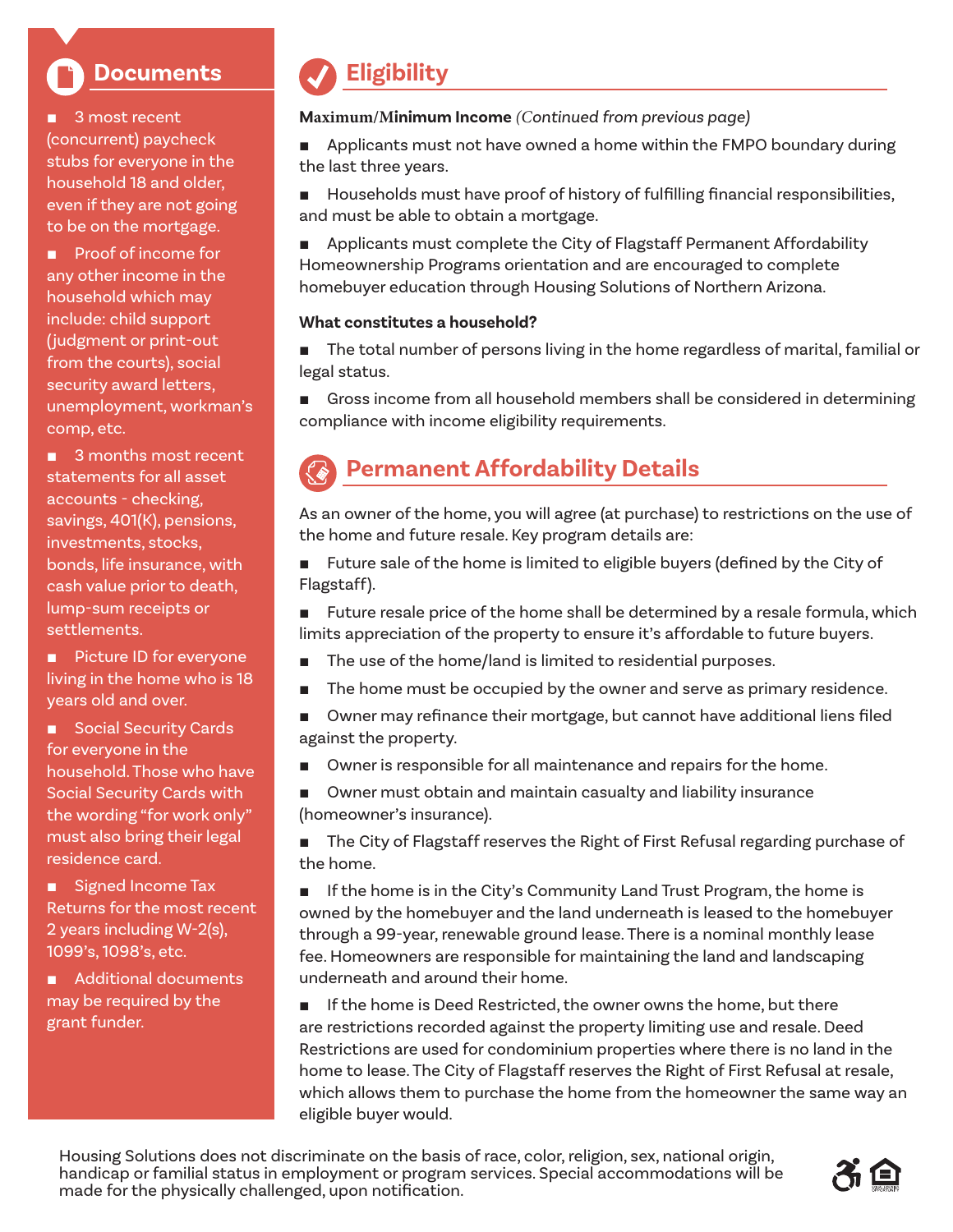## Documents

- 3 most recent (concurrent) paycheck stubs for everyone in the household 18 and older, even if they are not going to be on the mortgage.
- Proof of income for any other income in the household which may include: child support (judgment or print-out from the courts), social security award letters, unemployment, workman's comp, etc.
- 3 months most recent statements for all asset accounts - checking, savings, 401(K), pensions, investments, stocks, bonds, life insurance, with cash value prior to death, lump-sum receipts or settlements.
- Picture ID for everyone living in the home who is 18 years old and over.
- Social Security Cards for everyone in the household. Those who have Social Security Cards with the wording "for work only" must also bring their legal residence card.
- Signed Income Tax Returns for the most recent 2 years including W-2(s), 1099's, 1098's, etc.
- Additional documents may be required by the grant funder.

## Eligibility

**Maximum/Minimum Income** *(Continued from previous page)*

- Applicants must not have owned a home within the FMPO boundary during the last three years.
- Households must have proof of history of fulfilling financial responsibilities, and must be able to obtain a mortgage.
- Applicants must complete the City of Flagstaff Permanent Affordability Homeownership Programs orientation and are encouraged to complete homebuyer education through Housing Solutions of Northern Arizona.

**What constitutes a household?**

- The total number of persons living in the home regardless of marital, familial or legal status.
- Gross income from all household members shall be considered in determining compliance with income eligibility requirements.

## Permanent Affordability Details

As an owner of the home, you will agree (at purchase) to restrictions on the use of the home and future resale. Key program details are:

- Future sale of the home is limited to eligible buyers (defined by the City of Flagstaff).
- Future resale price of the home shall be determined by a resale formula, which limits appreciation of the property to ensure it's affordable to future buyers.
- The use of the home/land is limited to residential purposes.
- The home must be occupied by the owner and serve as primary residence.
- Owner may refinance their mortgage, but cannot have additional liens filed against the property.
- Owner is responsible for all maintenance and repairs for the home.
- Owner must obtain and maintain casualty and liability insurance (homeowner's insurance).
- The City of Flagstaff reserves the Right of First Refusal regarding purchase of the home.
- If the home is in the City's Community Land Trust Program, the home is owned by the homebuyer and the land underneath is leased to the homebuyer through a 99-year, renewable ground lease. There is a nominal monthly lease fee. Homeowners are responsible for maintaining the land and landscaping underneath and around their home.
- If the home is Deed Restricted, the owner owns the home, but there are restrictions recorded against the property limiting use and resale. Deed Restrictions are used for condominium properties where there is no land in the home to lease. The City of Flagstaff reserves the Right of First Refusal at resale, which allows them to purchase the home from the homeowner the same way an eligible buyer would.

Housing Solutions does not discriminate on the basis of race, color, religion, sex, national origin, handicap or familial status in employment or program services. Special accommodations will be made for the physically challenged, upon notification.